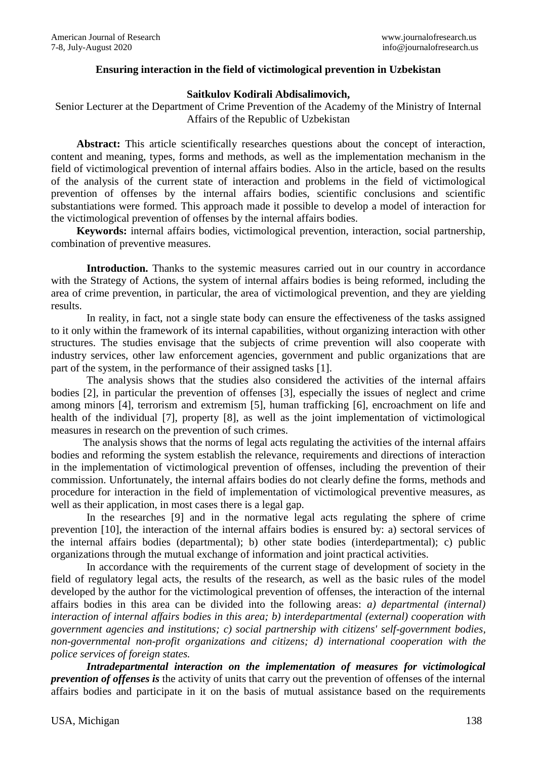# Ensuring interaction in the field of victimological prevention in Uzbekistan

**Saitkulov Kodirali Abdisalimovich,**

Senior Lecturer at the Department of Crime Prevention of the Academy of the Ministry of Internal Affairs of the Republic of Uzbekistan

**Abstract:** This article scientifically researches questions about the concept of interaction, content and meaning, types, forms and methods, as well as the implementation mechanism in the field of victimological prevention of internal affairs bodies. Also in the article, based on the results of the analysis of the current state of interaction and problems in the field of victimological prevention of offenses by the internal affairs bodies, scientific conclusions and scientific substantiations were formed. This approach made it possible to develop a model of interaction for the victimological prevention of offenses by the internal affairs bodies.

**Keywords:** internal affairs bodies, victimological prevention, interaction, social partnership, combination of preventive measures.

**Introduction.** Thanks to the systemic measures carried out in our country in accordance with the Strategy of Actions, the system of internal affairs bodies is being reformed, including the area of crime prevention, in particular, the area of victimological prevention, and they are yielding results.

In reality, in fact, not a single state body can ensure the effectiveness of the tasks assigned to it only within the framework of its internal capabilities, without organizing interaction with other structures. The studies envisage that the subjects of crime prevention will also cooperate with industry services, other law enforcement agencies, government and public organizations that are part of the system, in the performance of their assigned tasks [1].

The analysis shows that the studies also considered the activities of the internal affairs bodies [2], in particular the prevention of offenses [3], especially the issues of neglect and crime among minors [4], terrorism and extremism [5], human trafficking [6], encroachment on life and health of the individual [7], property [8], as well as the joint implementation of victimological measures in research on the prevention of such crimes.

The analysis shows that the norms of legal acts regulating the activities of the internal affairs bodies and reforming the system establish the relevance, requirements and directions of interaction in the implementation of victimological prevention of offenses, including the prevention of their commission. Unfortunately, the internal affairs bodies do not clearly define the forms, methods and procedure for interaction in the field of implementation of victimological preventive measures, as well as their application, in most cases there is a legal gap.

In the researches [9] and in the normative legal acts regulating the sphere of crime prevention [10], the interaction of the internal affairs bodies is ensured by: a) sectoral services of the internal affairs bodies (departmental); b) other state bodies (interdepartmental); c) public organizations through the mutual exchange of information and joint practical activities.

In accordance with the requirements of the current stage of development of society in the field of regulatory legal acts, the results of the research, as well as the basic rules of the model developed by the author for the victimological prevention of offenses, the interaction of the internal affairs bodies in this area can be divided into the following areas: *a) departmental (internal) interaction of internal affairs bodies in this area; b) interdepartmental (external) cooperation with government agencies and institutions; c) social partnership with citizens' self-government bodies, non-governmental non-profit organizations and citizens; d) international cooperation with the police services of foreign states.*

***Intradepartmental interaction on the implementation of measures for victimological prevention of offenses is*** the activity of units that carry out the prevention of offenses of the internal affairs bodies and participate in it on the basis of mutual assistance based on the requirements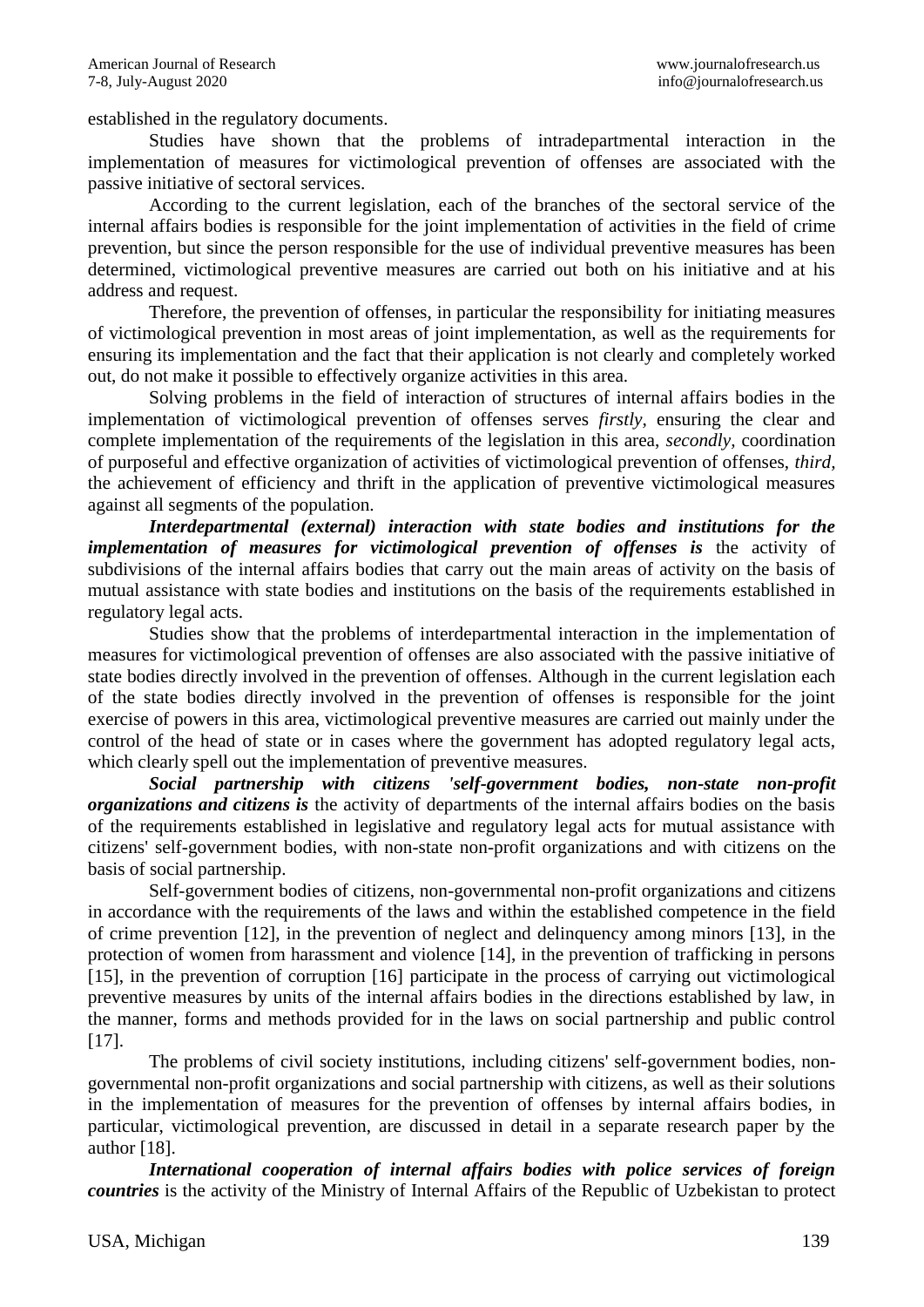established in the regulatory documents.

Studies have shown that the problems of intradepartmental interaction in the implementation of measures for victimological prevention of offenses are associated with the passive initiative of sectoral services.

According to the current legislation, each of the branches of the sectoral service of the internal affairs bodies is responsible for the joint implementation of activities in the field of crime prevention, but since the person responsible for the use of individual preventive measures has been determined, victimological preventive measures are carried out both on his initiative and at his address and request.

Therefore, the prevention of offenses, in particular the responsibility for initiating measures of victimological prevention in most areas of joint implementation, as well as the requirements for ensuring its implementation and the fact that their application is not clearly and completely worked out, do not make it possible to effectively organize activities in this area.

Solving problems in the field of interaction of structures of internal affairs bodies in the implementation of victimological prevention of offenses serves *firstly*, ensuring the clear and complete implementation of the requirements of the legislation in this area, *secondly*, coordination of purposeful and effective organization of activities of victimological prevention of offenses, *third*, the achievement of efficiency and thrift in the application of preventive victimological measures against all segments of the population.

***Interdepartmental (external) interaction with state bodies and institutions for the implementation of measures for victimological prevention of offenses is*** the activity of subdivisions of the internal affairs bodies that carry out the main areas of activity on the basis of mutual assistance with state bodies and institutions on the basis of the requirements established in regulatory legal acts.

Studies show that the problems of interdepartmental interaction in the implementation of measures for victimological prevention of offenses are also associated with the passive initiative of state bodies directly involved in the prevention of offenses. Although in the current legislation each of the state bodies directly involved in the prevention of offenses is responsible for the joint exercise of powers in this area, victimological preventive measures are carried out mainly under the control of the head of state or in cases where the government has adopted regulatory legal acts, which clearly spell out the implementation of preventive measures.

***Social partnership with citizens 'self-government bodies, non-state non-profit organizations and citizens is*** the activity of departments of the internal affairs bodies on the basis of the requirements established in legislative and regulatory legal acts for mutual assistance with citizens' self-government bodies, with non-state non-profit organizations and with citizens on the basis of social partnership.

Self-government bodies of citizens, non-governmental non-profit organizations and citizens in accordance with the requirements of the laws and within the established competence in the field of crime prevention [12], in the prevention of neglect and delinquency among minors [13], in the protection of women from harassment and violence [14], in the prevention of trafficking in persons [15], in the prevention of corruption [16] participate in the process of carrying out victimological preventive measures by units of the internal affairs bodies in the directions established by law, in the manner, forms and methods provided for in the laws on social partnership and public control [17].

The problems of civil society institutions, including citizens' self-government bodies, non-governmental non-profit organizations and social partnership with citizens, as well as their solutions in the implementation of measures for the prevention of offenses by internal affairs bodies, in particular, victimological prevention, are discussed in detail in a separate research paper by the author [18].

***International cooperation of internal affairs bodies with police services of foreign countries*** is the activity of the Ministry of Internal Affairs of the Republic of Uzbekistan to protect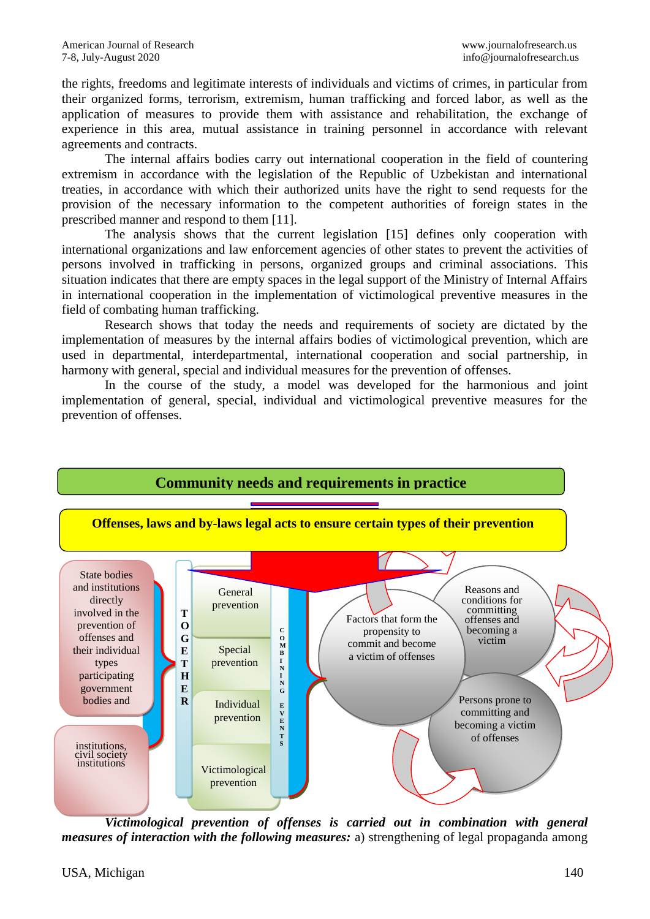the rights, freedoms and legitimate interests of individuals and victims of crimes, in particular from their organized forms, terrorism, extremism, human trafficking and forced labor, as well as the application of measures to provide them with assistance and rehabilitation, the exchange of experience in this area, mutual assistance in training personnel in accordance with relevant agreements and contracts.

The internal affairs bodies carry out international cooperation in the field of countering extremism in accordance with the legislation of the Republic of Uzbekistan and international treaties, in accordance with which their authorized units have the right to send requests for the provision of the necessary information to the competent authorities of foreign states in the prescribed manner and respond to them [11].

The analysis shows that the current legislation [15] defines only cooperation with international organizations and law enforcement agencies of other states to prevent the activities of persons involved in trafficking in persons, organized groups and criminal associations. This situation indicates that there are empty spaces in the legal support of the Ministry of Internal Affairs in international cooperation in the implementation of victimological preventive measures in the field of combating human trafficking.

Research shows that today the needs and requirements of society are dictated by the implementation of measures by the internal affairs bodies of victimological prevention, which are used in departmental, interdepartmental, international cooperation and social partnership, in harmony with general, special and individual measures for the prevention of offenses.

In the course of the study, a model was developed for the harmonious and joint implementation of general, special, individual and victimological preventive measures for the prevention of offenses.

**Community needs and requirements in practice**

**Offenses, laws and by-laws legal acts to ensure certain types of their prevention**

State bodies and institutions directly involved in the prevention of offenses and their individual types participating government bodies and

institutions, civil society institutions

TOGETHER

General prevention

Special prevention

Individual prevention

Victimological prevention

COMBINING EVENTS

Factors that form the propensity to commit and become a victim of offenses

Reasons and conditions for committing offenses and becoming a victim

Persons prone to committing and becoming a victim of offenses

***Victimological prevention of offenses is carried out in combination with general measures of interaction with the following measures:*** a) strengthening of legal propaganda among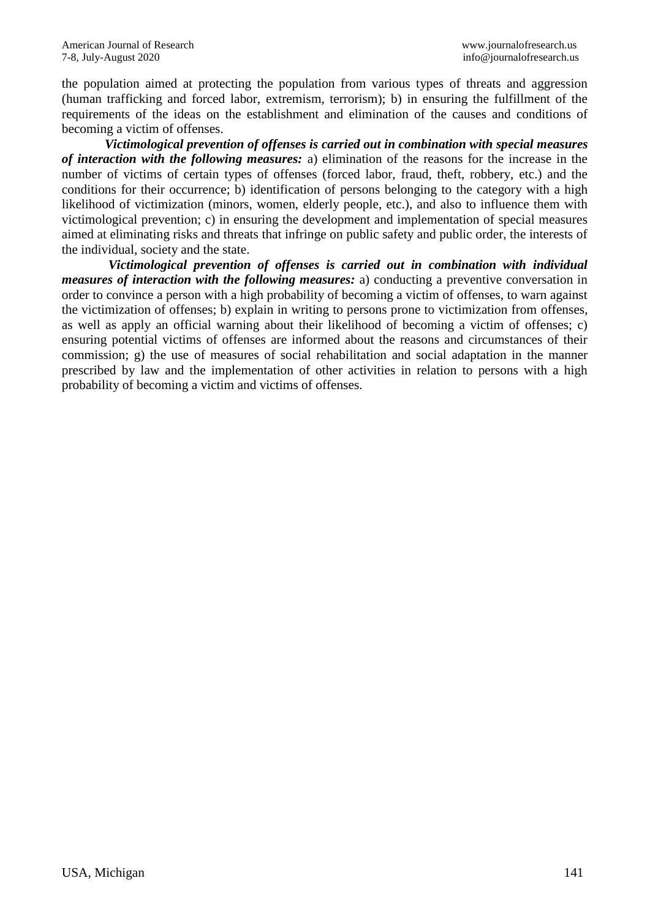the population aimed at protecting the population from various types of threats and aggression (human trafficking and forced labor, extremism, terrorism); b) in ensuring the fulfillment of the requirements of the ideas on the establishment and elimination of the causes and conditions of becoming a victim of offenses.

***Victimological prevention of offenses is carried out in combination with special measures of interaction with the following measures:*** a) elimination of the reasons for the increase in the number of victims of certain types of offenses (forced labor, fraud, theft, robbery, etc.) and the conditions for their occurrence; b) identification of persons belonging to the category with a high likelihood of victimization (minors, women, elderly people, etc.), and also to influence them with victimological prevention; c) in ensuring the development and implementation of special measures aimed at eliminating risks and threats that infringe on public safety and public order, the interests of the individual, society and the state.

***Victimological prevention of offenses is carried out in combination with individual measures of interaction with the following measures:*** a) conducting a preventive conversation in order to convince a person with a high probability of becoming a victim of offenses, to warn against the victimization of offenses; b) explain in writing to persons prone to victimization from offenses, as well as apply an official warning about their likelihood of becoming a victim of offenses; c) ensuring potential victims of offenses are informed about the reasons and circumstances of their commission; g) the use of measures of social rehabilitation and social adaptation in the manner prescribed by law and the implementation of other activities in relation to persons with a high probability of becoming a victim and victims of offenses.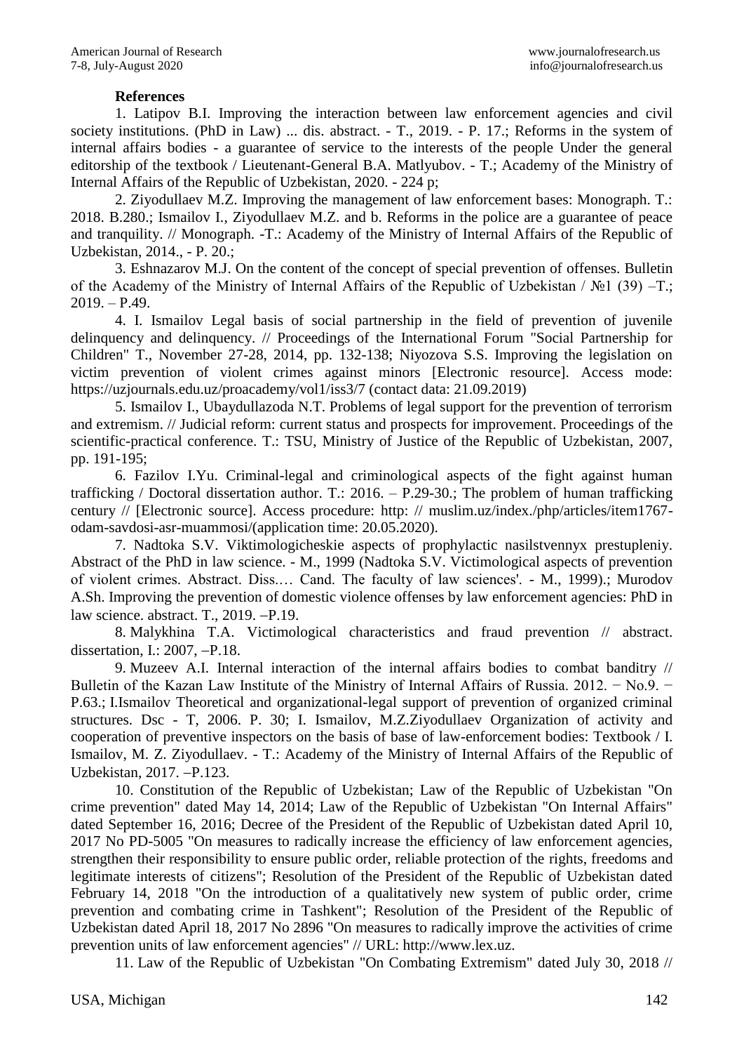**References**

1. Latipov B.I. Improving the interaction between law enforcement agencies and civil society institutions. (PhD in Law) ... dis. abstract. - T., 2019. - P. 17.; Reforms in the system of internal affairs bodies - a guarantee of service to the interests of the people Under the general editorship of the textbook / Lieutenant-General B.A. Matlyubov. - T.; Academy of the Ministry of Internal Affairs of the Republic of Uzbekistan, 2020. - 224 p;

2. Ziyodullaev M.Z. Improving the management of law enforcement bases: Monograph. T.: 2018. B.280.; Ismailov I., Ziyodullaev M.Z. and b. Reforms in the police are a guarantee of peace and tranquility. // Monograph. -T.: Academy of the Ministry of Internal Affairs of the Republic of Uzbekistan, 2014., - P. 20.;

3. Eshnazarov M.J. On the content of the concept of special prevention of offenses. Bulletin of the Academy of the Ministry of Internal Affairs of the Republic of Uzbekistan / №1 (39) –T.; 2019. – P.49.

4. I. Ismailov Legal basis of social partnership in the field of prevention of juvenile delinquency and delinquency. // Proceedings of the International Forum "Social Partnership for Children" T., November 27-28, 2014, pp. 132-138; Niyozova S.S. Improving the legislation on victim prevention of violent crimes against minors [Electronic resource]. Access mode: https://uzjournals.edu.uz/proacademy/vol1/iss3/7 (contact data: 21.09.2019)

5. Ismailov I., Ubaydullazoda N.T. Problems of legal support for the prevention of terrorism and extremism. // Judicial reform: current status and prospects for improvement. Proceedings of the scientific-practical conference. T.: TSU, Ministry of Justice of the Republic of Uzbekistan, 2007, pp. 191-195;

6. Fazilov I.Yu. Criminal-legal and criminological aspects of the fight against human trafficking / Doctoral dissertation author. T.: 2016. – P.29-30.; The problem of human trafficking century // [Electronic source]. Access procedure: http: // muslim.uz/index./php/articles/item1767-odam-savdosi-asr-muammosi/(application time: 20.05.2020).

7. Nadtoka S.V. Viktimologicheskie aspects of prophylactic nasilstvennyx prestupleniy. Abstract of the PhD in law science. - M., 1999 (Nadtoka S.V. Victimological aspects of prevention of violent crimes. Abstract. Diss.… Cand. The faculty of law sciences'. - M., 1999).; Murodov A.Sh. Improving the prevention of domestic violence offenses by law enforcement agencies: PhD in law science. abstract. T., 2019. –P.19.

8. Malykhina T.A. Victimological characteristics and fraud prevention // abstract. dissertation, I.: 2007, –P.18.

9. Muzeev A.I. Internal interaction of the internal affairs bodies to combat banditry // Bulletin of the Kazan Law Institute of the Ministry of Internal Affairs of Russia. 2012. − No.9. − P.63.; I.Ismailov Theoretical and organizational-legal support of prevention of organized criminal structures. Dsc - T, 2006. P. 30; I. Ismailov, M.Z.Ziyodullaev Organization of activity and cooperation of preventive inspectors on the basis of base of law-enforcement bodies: Textbook / I. Ismailov, M. Z. Ziyodullaev. - T.: Academy of the Ministry of Internal Affairs of the Republic of Uzbekistan, 2017. –P.123.

10. Constitution of the Republic of Uzbekistan; Law of the Republic of Uzbekistan "On crime prevention" dated May 14, 2014; Law of the Republic of Uzbekistan "On Internal Affairs" dated September 16, 2016; Decree of the President of the Republic of Uzbekistan dated April 10, 2017 No PD-5005 "On measures to radically increase the efficiency of law enforcement agencies, strengthen their responsibility to ensure public order, reliable protection of the rights, freedoms and legitimate interests of citizens"; Resolution of the President of the Republic of Uzbekistan dated February 14, 2018 "On the introduction of a qualitatively new system of public order, crime prevention and combating crime in Tashkent"; Resolution of the President of the Republic of Uzbekistan dated April 18, 2017 No 2896 "On measures to radically improve the activities of crime prevention units of law enforcement agencies" // URL: http://www.lex.uz.

11. Law of the Republic of Uzbekistan "On Combating Extremism" dated July 30, 2018 //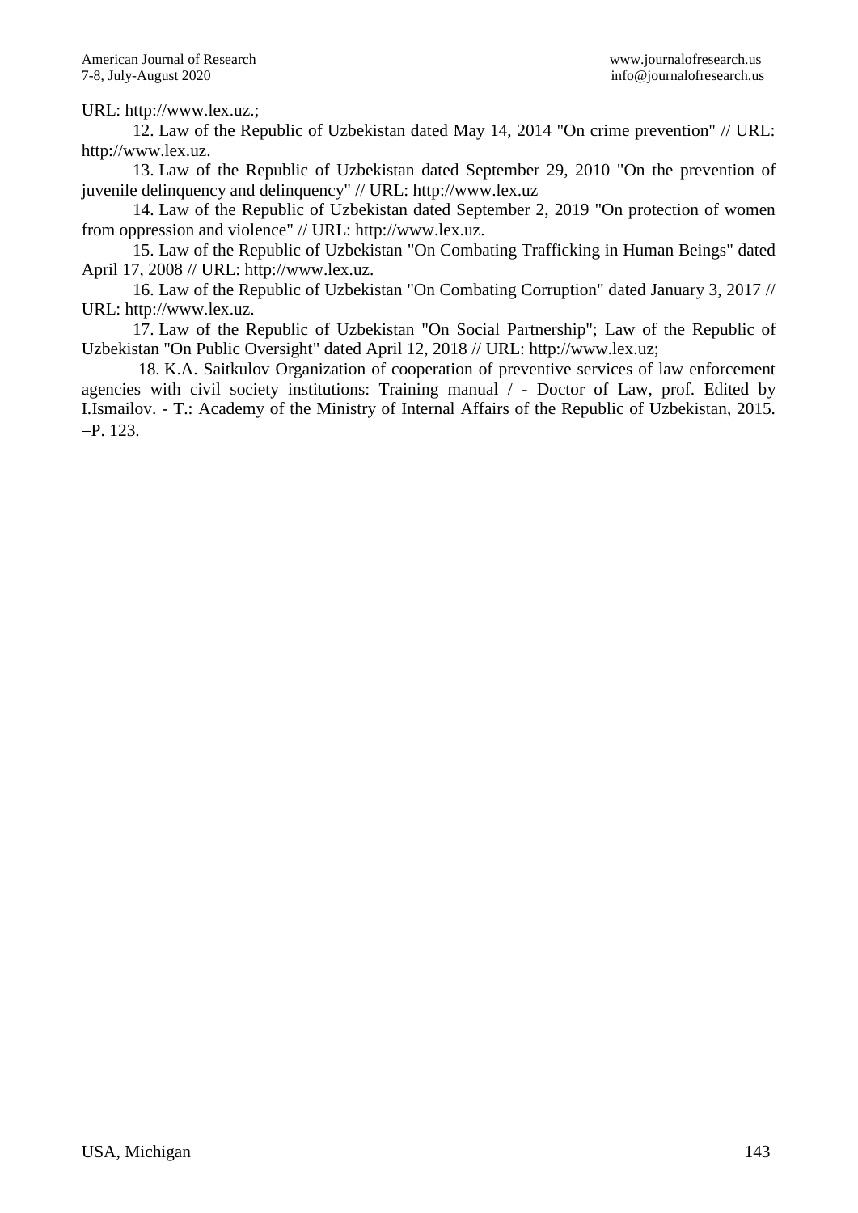URL: http://www.lex.uz.;

12. Law of the Republic of Uzbekistan dated May 14, 2014 "On crime prevention" // URL: http://www.lex.uz.

13. Law of the Republic of Uzbekistan dated September 29, 2010 "On the prevention of juvenile delinquency and delinquency" // URL: http://www.lex.uz

14. Law of the Republic of Uzbekistan dated September 2, 2019 "On protection of women from oppression and violence" // URL: http://www.lex.uz.

15. Law of the Republic of Uzbekistan "On Combating Trafficking in Human Beings" dated April 17, 2008 // URL: http://www.lex.uz.

16. Law of the Republic of Uzbekistan "On Combating Corruption" dated January 3, 2017 // URL: http://www.lex.uz.

17. Law of the Republic of Uzbekistan "On Social Partnership"; Law of the Republic of Uzbekistan "On Public Oversight" dated April 12, 2018 // URL: http://www.lex.uz;

18. K.A. Saitkulov Organization of cooperation of preventive services of law enforcement agencies with civil society institutions: Training manual / - Doctor of Law, prof. Edited by I.Ismailov. - T.: Academy of the Ministry of Internal Affairs of the Republic of Uzbekistan, 2015. –P. 123.